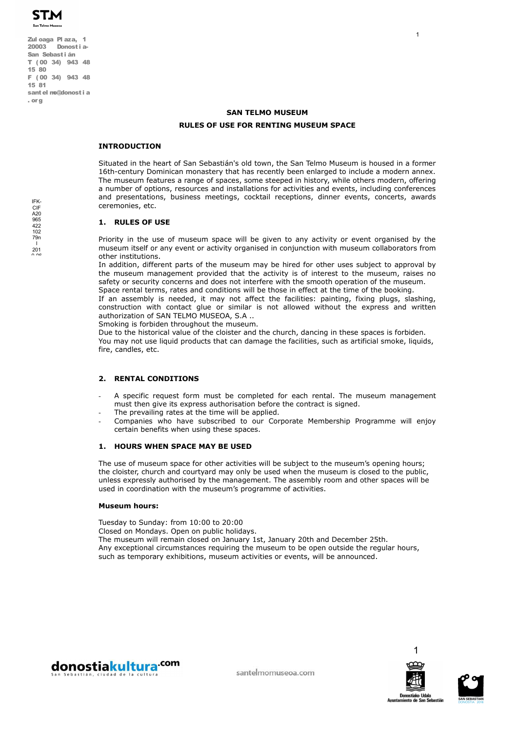**SAN TELMO MUSEUM**

**RULES OF USE FOR RENTING MUSEUM SPACE**

## INTRODUCTION

Situated in the heart of San Sebastián's old town, the San Telmo Museum is housed in a former 16th-century Dominican monastery that has recently been enlarged to include a modern annex. The museum features a range of spaces, some steeped in history, while others modern, offering a number of options, resources and installations for activities and events, including conferences and presentations, business meetings, cocktail receptions, dinner events, concerts, awards ceremonies, etc.

## 1. RULES OF USE

Priority in the use of museum space will be given to any activity or event organised by the museum itself or any event or activity organised in conjunction with museum collaborators from other institutions.
In addition, different parts of the museum may be hired for other uses subject to approval by the museum management provided that the activity is of interest to the museum, raises no safety or security concerns and does not interfere with the smooth operation of the museum.
Space rental terms, rates and conditions will be those in effect at the time of the booking.
If an assembly is needed, it may not affect the facilities: painting, fixing plugs, slashing, construction with contact glue or similar is not allowed without the express and written authorization of SAN TELMO MUSEOA, S.A ..
Smoking is forbiden throughout the museum.
Due to the historical value of the cloister and the church, dancing in these spaces is forbiden.
You may not use liquid products that can damage the facilities, such as artificial smoke, liquids, fire, candles, etc.

## 2. RENTAL CONDITIONS

- A specific request form must be completed for each rental. The museum management must then give its express authorisation before the contract is signed.
- The prevailing rates at the time will be applied.
- Companies who have subscribed to our Corporate Membership Programme will enjoy certain benefits when using these spaces.

## 1. HOURS WHEN SPACE MAY BE USED

The use of museum space for other activities will be subject to the museum's opening hours; the cloister, church and courtyard may only be used when the museum is closed to the public, unless expressly authorised by the management. The assembly room and other spaces will be used in coordination with the museum's programme of activities.

**Museum hours:**

Tuesday to Sunday: from 10:00 to 20:00
Closed on Mondays. Open on public holidays.
The museum will remain closed on January 1st, January 20th and December 25th.
Any exceptional circumstances requiring the museum to be open outside the regular hours, such as temporary exhibitions, museum activities or events, will be announced.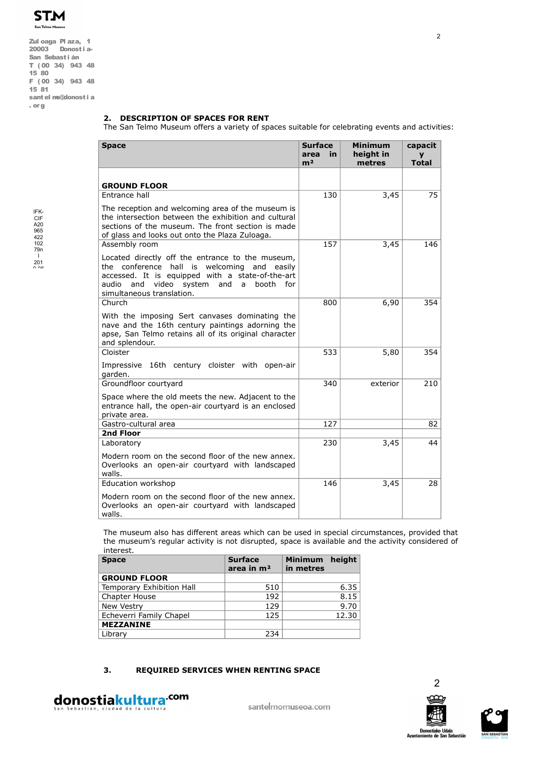## 2. DESCRIPTION OF SPACES FOR RENT

The San Telmo Museum offers a variety of spaces suitable for celebrating events and activities:

| Space | Surface area in m² | Minimum height in metres | capacity Total |
|---|---|---|---|
| **GROUND FLOOR** | | | |
| Entrance hall<br><br>The reception and welcoming area of the museum is the intersection between the exhibition and cultural sections of the museum. The front section is made of glass and looks out onto the Plaza Zuloaga. | 130 | 3,45 | 75 |
| Assembly room<br><br>Located directly off the entrance to the museum, the conference hall is welcoming and easily accessed. It is equipped with a state-of-the-art audio and video system and a booth for simultaneous translation. | 157 | 3,45 | 146 |
| Church<br><br>With the imposing Sert canvases dominating the nave and the 16th century paintings adorning the apse, San Telmo retains all of its original character and splendour. | 800 | 6,90 | 354 |
| Cloister<br><br>Impressive 16th century cloister with open-air garden. | 533 | 5,80 | 354 |
| Groundfloor courtyard<br><br>Space where the old meets the new. Adjacent to the entrance hall, the open-air courtyard is an enclosed private area. | 340 | exterior | 210 |
| Gastro-cultural area | 127 | | 82 |
| **2nd Floor** | | | |
| Laboratory<br><br>Modern room on the second floor of the new annex. Overlooks an open-air courtyard with landscaped walls. | 230 | 3,45 | 44 |
| Education workshop<br><br>Modern room on the second floor of the new annex. Overlooks an open-air courtyard with landscaped walls. | 146 | 3,45 | 28 |

The museum also has different areas which can be used in special circumstances, provided that the museum's regular activity is not disrupted, space is available and the activity considered of interest.

| Space | Surface area in m² | Minimum height in metres |
|---|---|---|
| **GROUND FLOOR** | | |
| Temporary Exhibition Hall | 510 | 6.35 |
| Chapter House | 192 | 8.15 |
| New Vestry | 129 | 9.70 |
| Echeverri Family Chapel | 125 | 12.30 |
| **MEZZANINE** | | |
| Library | 234 | |

## 3. REQUIRED SERVICES WHEN RENTING SPACE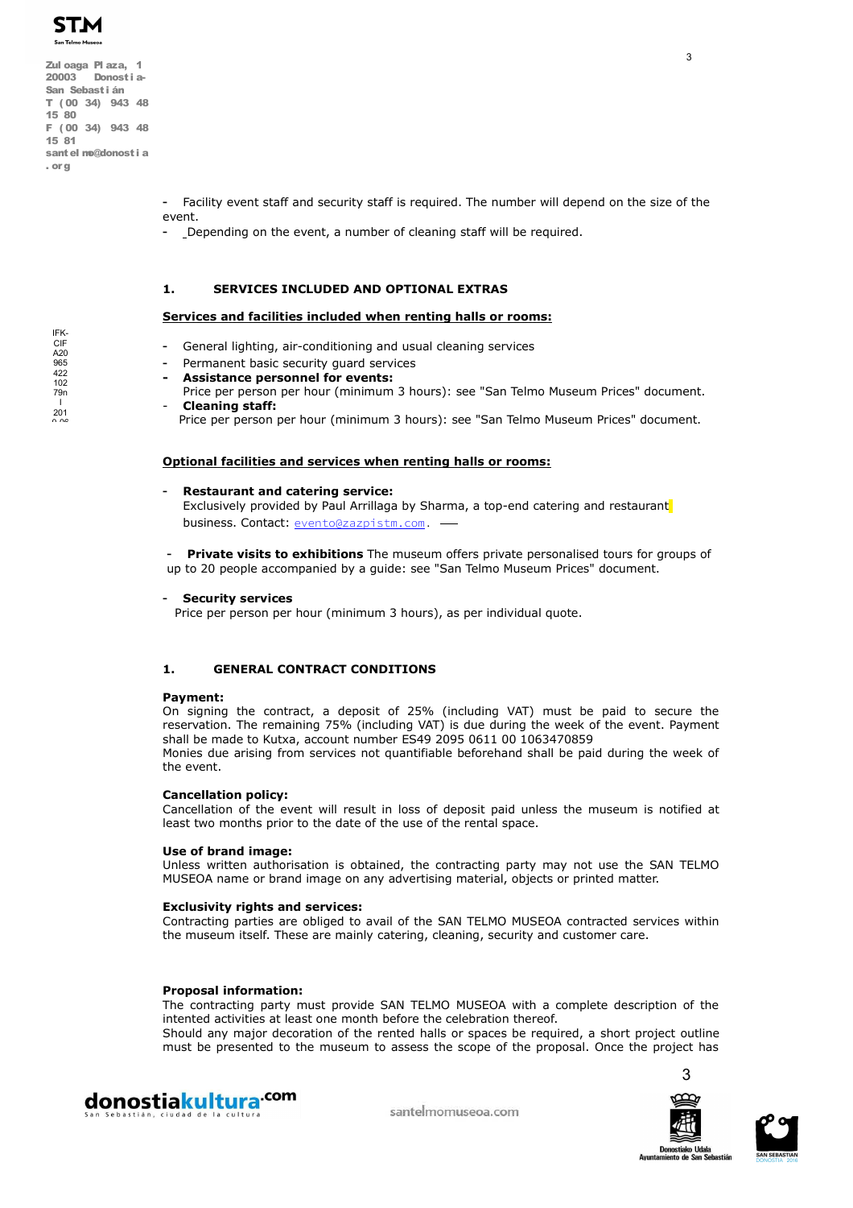- Facility event staff and security staff is required. The number will depend on the size of the event.
- Depending on the event, a number of cleaning staff will be required.

## 1. SERVICES INCLUDED AND OPTIONAL EXTRAS

**Services and facilities included when renting halls or rooms:**

- General lighting, air-conditioning and usual cleaning services
- Permanent basic security guard services
- **Assistance personnel for events:** Price per person per hour (minimum 3 hours): see "San Telmo Museum Prices" document.
- **Cleaning staff:** Price per person per hour (minimum 3 hours): see "San Telmo Museum Prices" document.

**Optional facilities and services when renting halls or rooms:**

- **Restaurant and catering service:** Exclusively provided by Paul Arrillaga by Sharma, a top-end catering and restaurant business. Contact: evento@zazpistm.com.
- **Private visits to exhibitions** The museum offers private personalised tours for groups of up to 20 people accompanied by a guide: see "San Telmo Museum Prices" document.
- **Security services** Price per person per hour (minimum 3 hours), as per individual quote.

## 1. GENERAL CONTRACT CONDITIONS

**Payment:**
On signing the contract, a deposit of 25% (including VAT) must be paid to secure the reservation. The remaining 75% (including VAT) is due during the week of the event. Payment shall be made to Kutxa, account number ES49 2095 0611 00 1063470859
Monies due arising from services not quantifiable beforehand shall be paid during the week of the event.

**Cancellation policy:**
Cancellation of the event will result in loss of deposit paid unless the museum is notified at least two months prior to the date of the use of the rental space.

**Use of brand image:**
Unless written authorisation is obtained, the contracting party may not use the SAN TELMO MUSEOA name or brand image on any advertising material, objects or printed matter.

**Exclusivity rights and services:**
Contracting parties are obliged to avail of the SAN TELMO MUSEOA contracted services within the museum itself. These are mainly catering, cleaning, security and customer care.

**Proposal information:**
The contracting party must provide SAN TELMO MUSEOA with a complete description of the intented activities at least one month before the celebration thereof.
Should any major decoration of the rented halls or spaces be required, a short project outline must be presented to the museum to assess the scope of the proposal. Once the project has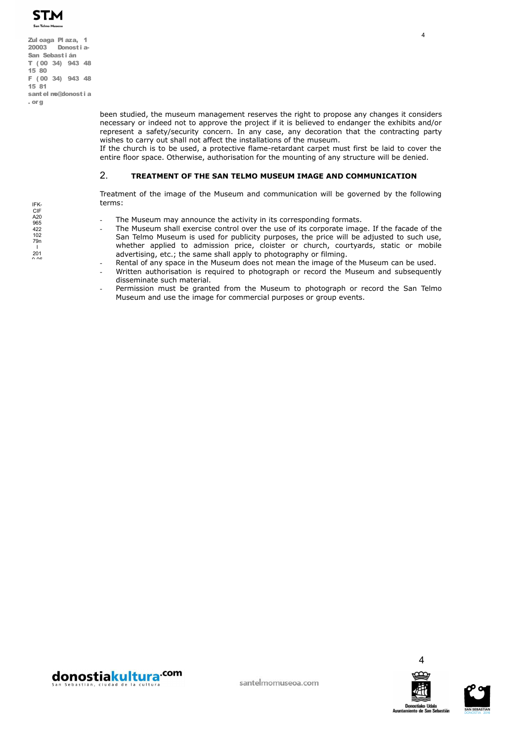been studied, the museum management reserves the right to propose any changes it considers necessary or indeed not to approve the project if it is believed to endanger the exhibits and/or represent a safety/security concern. In any case, any decoration that the contracting party wishes to carry out shall not affect the installations of the museum.

If the church is to be used, a protective flame-retardant carpet must first be laid to cover the entire floor space. Otherwise, authorisation for the mounting of any structure will be denied.

## 2. TREATMENT OF THE SAN TELMO MUSEUM IMAGE AND COMMUNICATION

Treatment of the image of the Museum and communication will be governed by the following terms:

- The Museum may announce the activity in its corresponding formats.
- The Museum shall exercise control over the use of its corporate image. If the facade of the San Telmo Museum is used for publicity purposes, the price will be adjusted to such use, whether applied to admission price, cloister or church, courtyards, static or mobile advertising, etc.; the same shall apply to photography or filming.
- Rental of any space in the Museum does not mean the image of the Museum can be used.
- Written authorisation is required to photograph or record the Museum and subsequently disseminate such material.
- Permission must be granted from the Museum to photograph or record the San Telmo Museum and use the image for commercial purposes or group events.